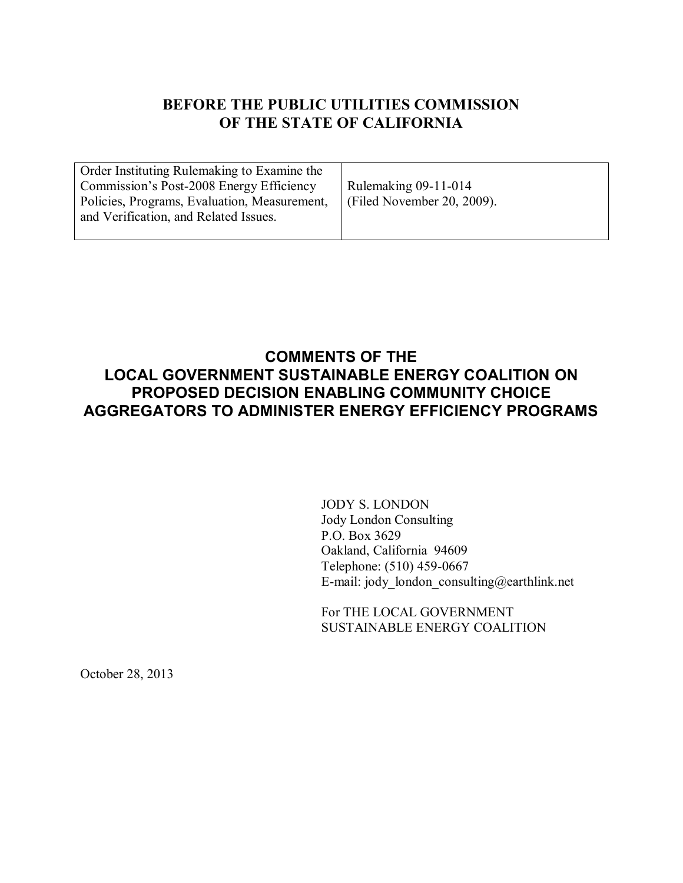# BEFORE THE PUBLIC UTILITIES COMMISSION OF THE STATE OF CALIFORNIA

| Order Instituting Rulemaking to Examine the Commission's Post-2008 Energy Efficiency Policies, Programs, Evaluation, Measurement, and Verification, and Related Issues. | Rulemaking 09-11-014 (Filed November 20, 2009). |
| --- | --- |

## COMMENTS OF THE LOCAL GOVERNMENT SUSTAINABLE ENERGY COALITION ON PROPOSED DECISION ENABLING COMMUNITY CHOICE AGGREGATORS TO ADMINISTER ENERGY EFFICIENCY PROGRAMS

JODY S. LONDON
Jody London Consulting
P.O. Box 3629
Oakland, California 94609
Telephone: (510) 459-0667
E-mail: jody_london_consulting@earthlink.net

For THE LOCAL GOVERNMENT SUSTAINABLE ENERGY COALITION

October 28, 2013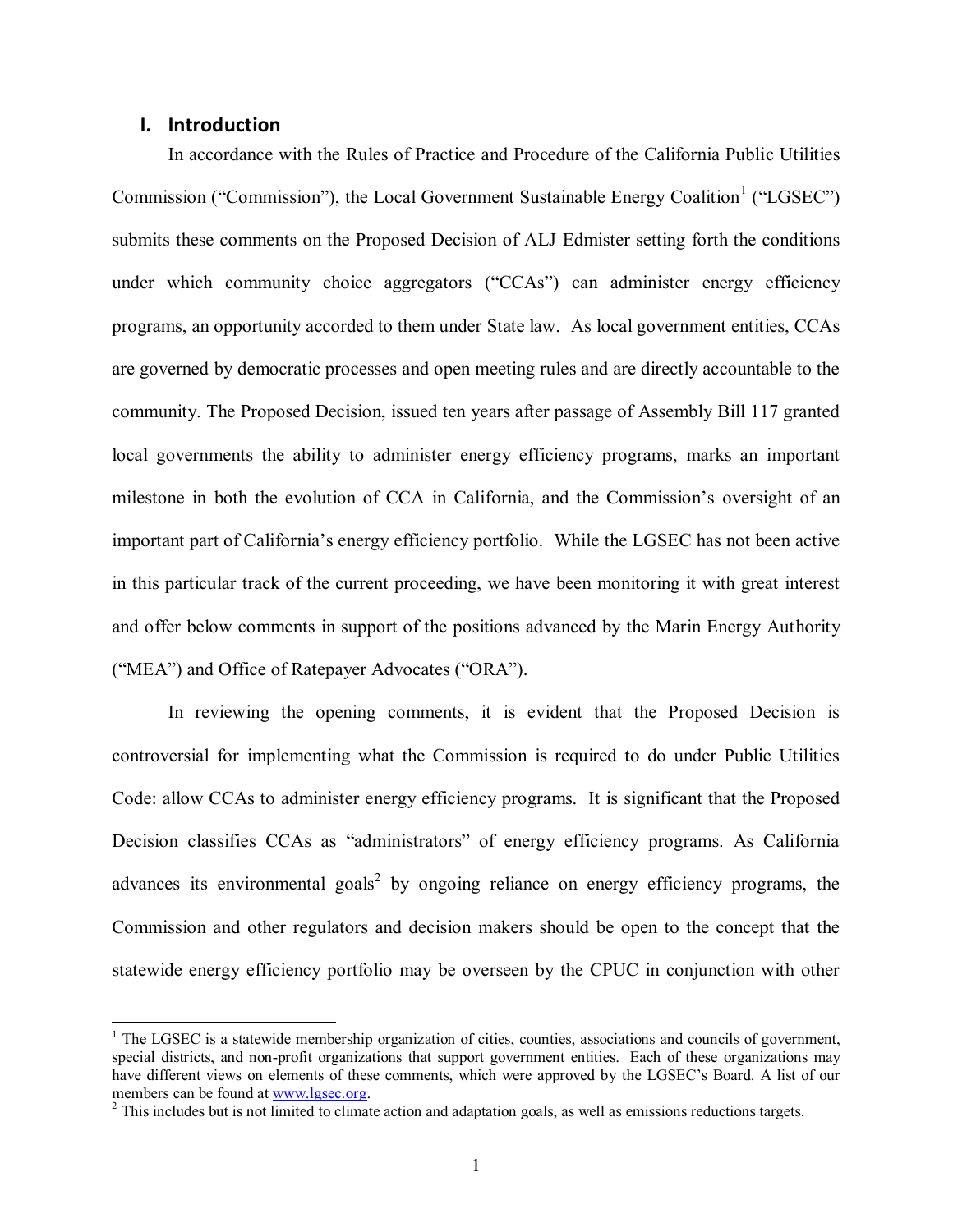## I. Introduction

In accordance with the Rules of Practice and Procedure of the California Public Utilities Commission ("Commission"), the Local Government Sustainable Energy Coalition[1] ("LGSEC") submits these comments on the Proposed Decision of ALJ Edmister setting forth the conditions under which community choice aggregators ("CCAs") can administer energy efficiency programs, an opportunity accorded to them under State law. As local government entities, CCAs are governed by democratic processes and open meeting rules and are directly accountable to the community. The Proposed Decision, issued ten years after passage of Assembly Bill 117 granted local governments the ability to administer energy efficiency programs, marks an important milestone in both the evolution of CCA in California, and the Commission's oversight of an important part of California's energy efficiency portfolio. While the LGSEC has not been active in this particular track of the current proceeding, we have been monitoring it with great interest and offer below comments in support of the positions advanced by the Marin Energy Authority ("MEA") and Office of Ratepayer Advocates ("ORA").

In reviewing the opening comments, it is evident that the Proposed Decision is controversial for implementing what the Commission is required to do under Public Utilities Code: allow CCAs to administer energy efficiency programs. It is significant that the Proposed Decision classifies CCAs as "administrators" of energy efficiency programs. As California advances its environmental goals[2] by ongoing reliance on energy efficiency programs, the Commission and other regulators and decision makers should be open to the concept that the statewide energy efficiency portfolio may be overseen by the CPUC in conjunction with other

---

[1] The LGSEC is a statewide membership organization of cities, counties, associations and councils of government, special districts, and non-profit organizations that support government entities. Each of these organizations may have different views on elements of these comments, which were approved by the LGSEC's Board. A list of our members can be found at www.lgsec.org.

[2] This includes but is not limited to climate action and adaptation goals, as well as emissions reductions targets.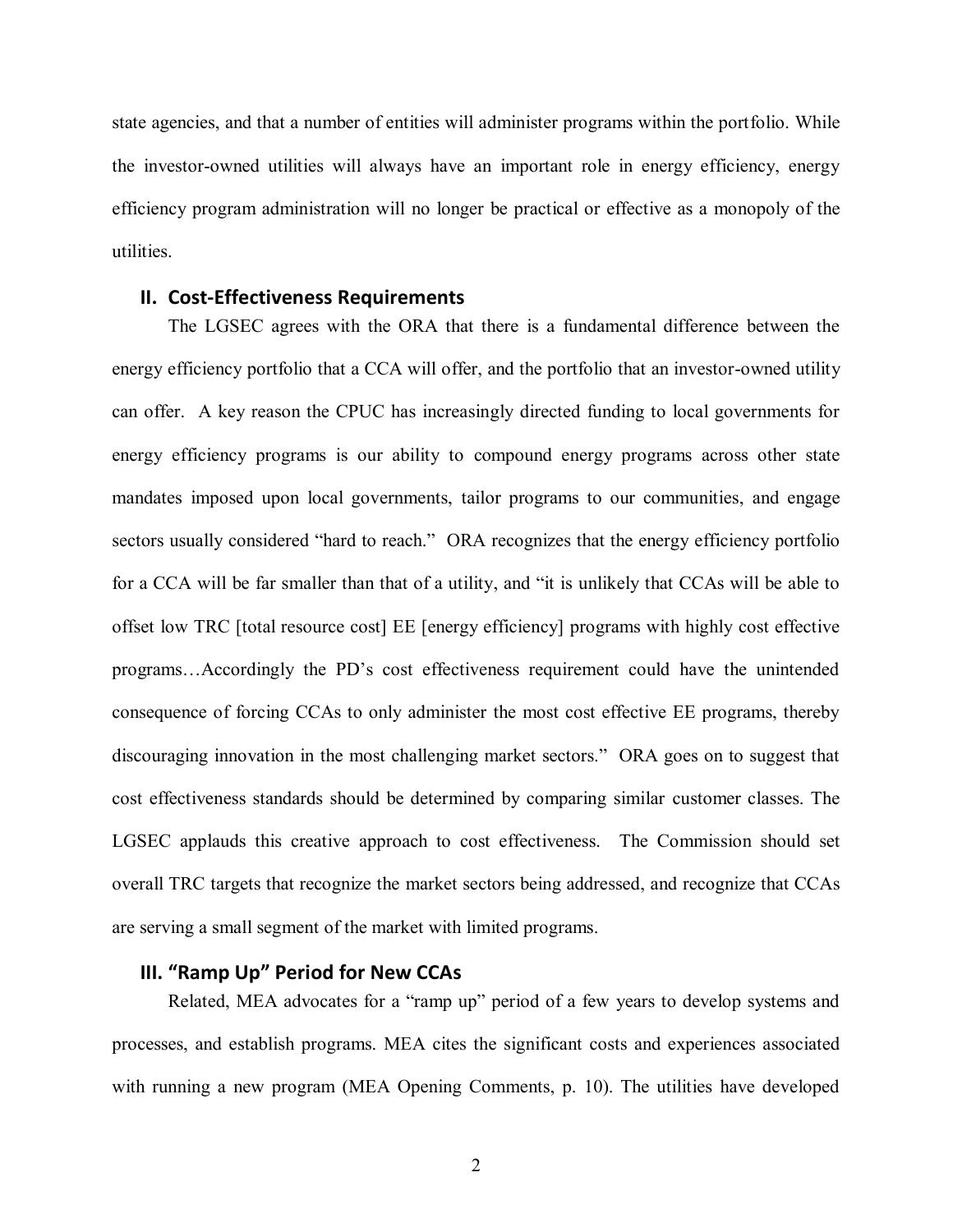state agencies, and that a number of entities will administer programs within the portfolio. While the investor-owned utilities will always have an important role in energy efficiency, energy efficiency program administration will no longer be practical or effective as a monopoly of the utilities.

## II. Cost-Effectiveness Requirements

The LGSEC agrees with the ORA that there is a fundamental difference between the energy efficiency portfolio that a CCA will offer, and the portfolio that an investor-owned utility can offer. A key reason the CPUC has increasingly directed funding to local governments for energy efficiency programs is our ability to compound energy programs across other state mandates imposed upon local governments, tailor programs to our communities, and engage sectors usually considered "hard to reach." ORA recognizes that the energy efficiency portfolio for a CCA will be far smaller than that of a utility, and "it is unlikely that CCAs will be able to offset low TRC [total resource cost] EE [energy efficiency] programs with highly cost effective programs…Accordingly the PD's cost effectiveness requirement could have the unintended consequence of forcing CCAs to only administer the most cost effective EE programs, thereby discouraging innovation in the most challenging market sectors." ORA goes on to suggest that cost effectiveness standards should be determined by comparing similar customer classes. The LGSEC applauds this creative approach to cost effectiveness. The Commission should set overall TRC targets that recognize the market sectors being addressed, and recognize that CCAs are serving a small segment of the market with limited programs.

## III. "Ramp Up" Period for New CCAs

Related, MEA advocates for a "ramp up" period of a few years to develop systems and processes, and establish programs. MEA cites the significant costs and experiences associated with running a new program (MEA Opening Comments, p. 10). The utilities have developed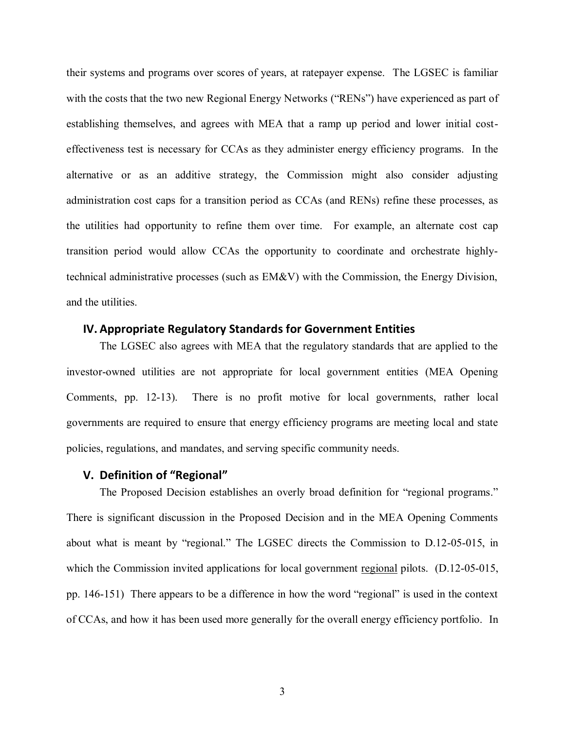their systems and programs over scores of years, at ratepayer expense. The LGSEC is familiar with the costs that the two new Regional Energy Networks ("RENs") have experienced as part of establishing themselves, and agrees with MEA that a ramp up period and lower initial cost-effectiveness test is necessary for CCAs as they administer energy efficiency programs. In the alternative or as an additive strategy, the Commission might also consider adjusting administration cost caps for a transition period as CCAs (and RENs) refine these processes, as the utilities had opportunity to refine them over time. For example, an alternate cost cap transition period would allow CCAs the opportunity to coordinate and orchestrate highly-technical administrative processes (such as EM&V) with the Commission, the Energy Division, and the utilities.

## IV. Appropriate Regulatory Standards for Government Entities

The LGSEC also agrees with MEA that the regulatory standards that are applied to the investor-owned utilities are not appropriate for local government entities (MEA Opening Comments, pp. 12-13). There is no profit motive for local governments, rather local governments are required to ensure that energy efficiency programs are meeting local and state policies, regulations, and mandates, and serving specific community needs.

## V. Definition of "Regional"

The Proposed Decision establishes an overly broad definition for "regional programs." There is significant discussion in the Proposed Decision and in the MEA Opening Comments about what is meant by "regional." The LGSEC directs the Commission to D.12-05-015, in which the Commission invited applications for local government <u>regional</u> pilots. (D.12-05-015, pp. 146-151) There appears to be a difference in how the word "regional" is used in the context of CCAs, and how it has been used more generally for the overall energy efficiency portfolio. In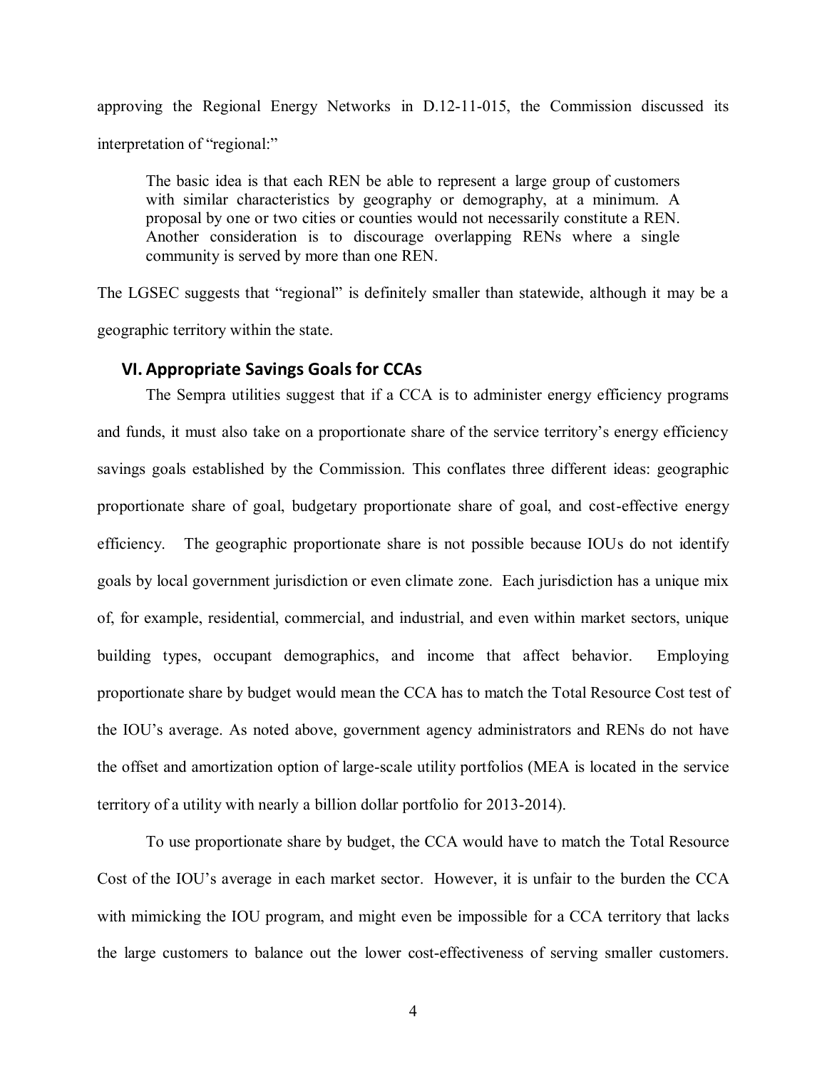approving the Regional Energy Networks in D.12-11-015, the Commission discussed its interpretation of "regional:"

> The basic idea is that each REN be able to represent a large group of customers with similar characteristics by geography or demography, at a minimum. A proposal by one or two cities or counties would not necessarily constitute a REN. Another consideration is to discourage overlapping RENs where a single community is served by more than one REN.

The LGSEC suggests that "regional" is definitely smaller than statewide, although it may be a geographic territory within the state.

## VI. Appropriate Savings Goals for CCAs

The Sempra utilities suggest that if a CCA is to administer energy efficiency programs and funds, it must also take on a proportionate share of the service territory's energy efficiency savings goals established by the Commission. This conflates three different ideas: geographic proportionate share of goal, budgetary proportionate share of goal, and cost-effective energy efficiency. The geographic proportionate share is not possible because IOUs do not identify goals by local government jurisdiction or even climate zone. Each jurisdiction has a unique mix of, for example, residential, commercial, and industrial, and even within market sectors, unique building types, occupant demographics, and income that affect behavior. Employing proportionate share by budget would mean the CCA has to match the Total Resource Cost test of the IOU's average. As noted above, government agency administrators and RENs do not have the offset and amortization option of large-scale utility portfolios (MEA is located in the service territory of a utility with nearly a billion dollar portfolio for 2013-2014).

To use proportionate share by budget, the CCA would have to match the Total Resource Cost of the IOU's average in each market sector. However, it is unfair to the burden the CCA with mimicking the IOU program, and might even be impossible for a CCA territory that lacks the large customers to balance out the lower cost-effectiveness of serving smaller customers.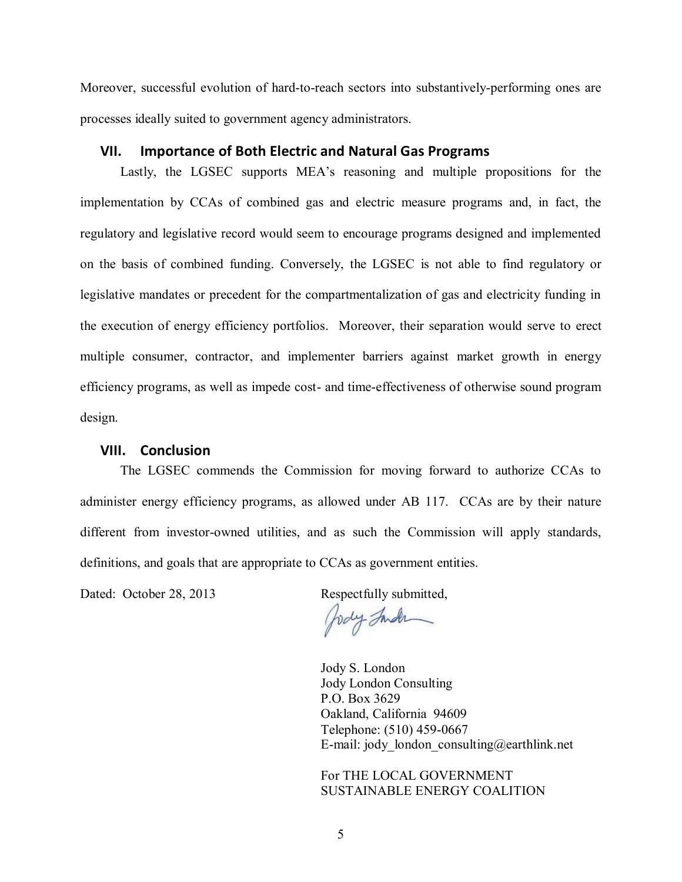Moreover, successful evolution of hard-to-reach sectors into substantively-performing ones are processes ideally suited to government agency administrators.

## VII. Importance of Both Electric and Natural Gas Programs

Lastly, the LGSEC supports MEA's reasoning and multiple propositions for the implementation by CCAs of combined gas and electric measure programs and, in fact, the regulatory and legislative record would seem to encourage programs designed and implemented on the basis of combined funding. Conversely, the LGSEC is not able to find regulatory or legislative mandates or precedent for the compartmentalization of gas and electricity funding in the execution of energy efficiency portfolios. Moreover, their separation would serve to erect multiple consumer, contractor, and implementer barriers against market growth in energy efficiency programs, as well as impede cost- and time-effectiveness of otherwise sound program design.

## VIII. Conclusion

The LGSEC commends the Commission for moving forward to authorize CCAs to administer energy efficiency programs, as allowed under AB 117. CCAs are by their nature different from investor-owned utilities, and as such the Commission will apply standards, definitions, and goals that are appropriate to CCAs as government entities.

Dated: October 28, 2013

Respectfully submitted,

Jody S. London
Jody London Consulting
P.O. Box 3629
Oakland, California 94609
Telephone: (510) 459-0667
E-mail: jody_london_consulting@earthlink.net

For THE LOCAL GOVERNMENT
SUSTAINABLE ENERGY COALITION